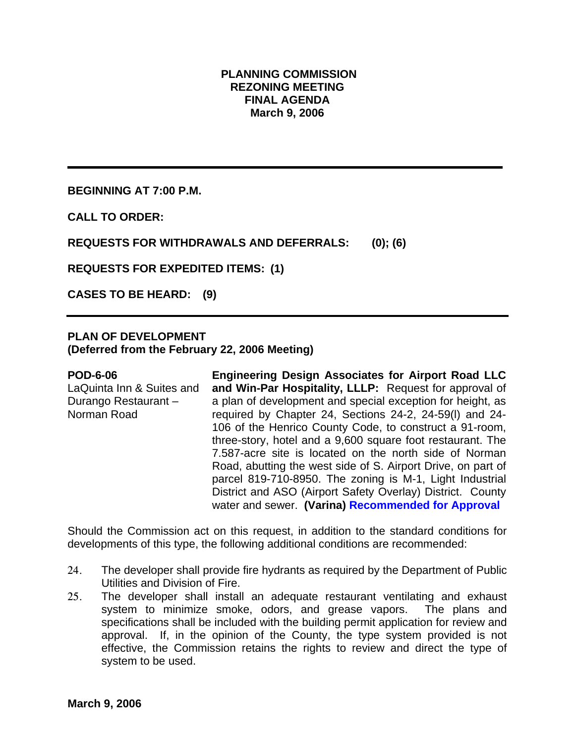# PLANNING COMMISSION
# REZONING MEETING
# FINAL AGENDA
# March 9, 2006

---

**BEGINNING AT 7:00 P.M.**

**CALL TO ORDER:**

**REQUESTS FOR WITHDRAWALS AND DEFERRALS: (0); (6)**

**REQUESTS FOR EXPEDITED ITEMS: (1)**

**CASES TO BE HEARD: (9)**

---

## PLAN OF DEVELOPMENT
## (Deferred from the February 22, 2006 Meeting)

**POD-6-06**
LaQuinta Inn & Suites and Durango Restaurant – Norman Road

**Engineering Design Associates for Airport Road LLC and Win-Par Hospitality, LLLP:** Request for approval of a plan of development and special exception for height, as required by Chapter 24, Sections 24-2, 24-59(l) and 24-106 of the Henrico County Code, to construct a 91-room, three-story, hotel and a 9,600 square foot restaurant. The 7.587-acre site is located on the north side of Norman Road, abutting the west side of S. Airport Drive, on part of parcel 819-710-8950. The zoning is M-1, Light Industrial District and ASO (Airport Safety Overlay) District. County water and sewer. **(Varina) Recommended for Approval**

Should the Commission act on this request, in addition to the standard conditions for developments of this type, the following additional conditions are recommended:

24. The developer shall provide fire hydrants as required by the Department of Public Utilities and Division of Fire.
25. The developer shall install an adequate restaurant ventilating and exhaust system to minimize smoke, odors, and grease vapors. The plans and specifications shall be included with the building permit application for review and approval. If, in the opinion of the County, the type system provided is not effective, the Commission retains the rights to review and direct the type of system to be used.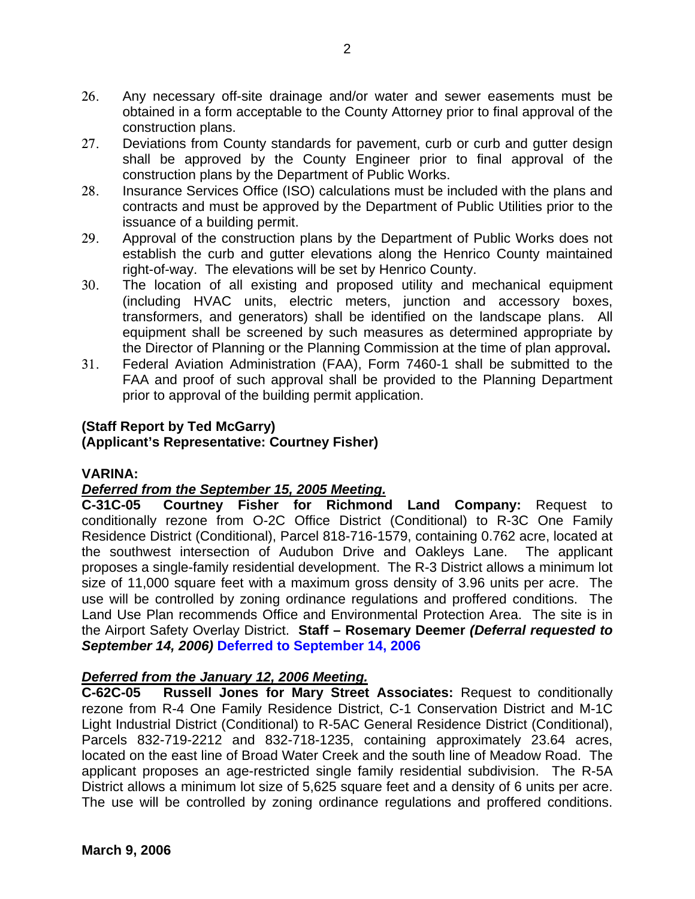26. Any necessary off-site drainage and/or water and sewer easements must be obtained in a form acceptable to the County Attorney prior to final approval of the construction plans.
27. Deviations from County standards for pavement, curb or curb and gutter design shall be approved by the County Engineer prior to final approval of the construction plans by the Department of Public Works.
28. Insurance Services Office (ISO) calculations must be included with the plans and contracts and must be approved by the Department of Public Utilities prior to the issuance of a building permit.
29. Approval of the construction plans by the Department of Public Works does not establish the curb and gutter elevations along the Henrico County maintained right-of-way. The elevations will be set by Henrico County.
30. The location of all existing and proposed utility and mechanical equipment (including HVAC units, electric meters, junction and accessory boxes, transformers, and generators) shall be identified on the landscape plans. All equipment shall be screened by such measures as determined appropriate by the Director of Planning or the Planning Commission at the time of plan approval**.**
31. Federal Aviation Administration (FAA), Form 7460-1 shall be submitted to the FAA and proof of such approval shall be provided to the Planning Department prior to approval of the building permit application.

**(Staff Report by Ted McGarry)**
**(Applicant's Representative: Courtney Fisher)**

**VARINA:**

***Deferred from the September 15, 2005 Meeting.***
**C-31C-05 Courtney Fisher for Richmond Land Company:** Request to conditionally rezone from O-2C Office District (Conditional) to R-3C One Family Residence District (Conditional), Parcel 818-716-1579, containing 0.762 acre, located at the southwest intersection of Audubon Drive and Oakleys Lane. The applicant proposes a single-family residential development. The R-3 District allows a minimum lot size of 11,000 square feet with a maximum gross density of 3.96 units per acre. The use will be controlled by zoning ordinance regulations and proffered conditions. The Land Use Plan recommends Office and Environmental Protection Area. The site is in the Airport Safety Overlay District. **Staff – Rosemary Deemer *(Deferral requested to September 14, 2006)* Deferred to September 14, 2006**

***Deferred from the January 12, 2006 Meeting.***
**C-62C-05 Russell Jones for Mary Street Associates:** Request to conditionally rezone from R-4 One Family Residence District, C-1 Conservation District and M-1C Light Industrial District (Conditional) to R-5AC General Residence District (Conditional), Parcels 832-719-2212 and 832-718-1235, containing approximately 23.64 acres, located on the east line of Broad Water Creek and the south line of Meadow Road. The applicant proposes an age-restricted single family residential subdivision. The R-5A District allows a minimum lot size of 5,625 square feet and a density of 6 units per acre. The use will be controlled by zoning ordinance regulations and proffered conditions.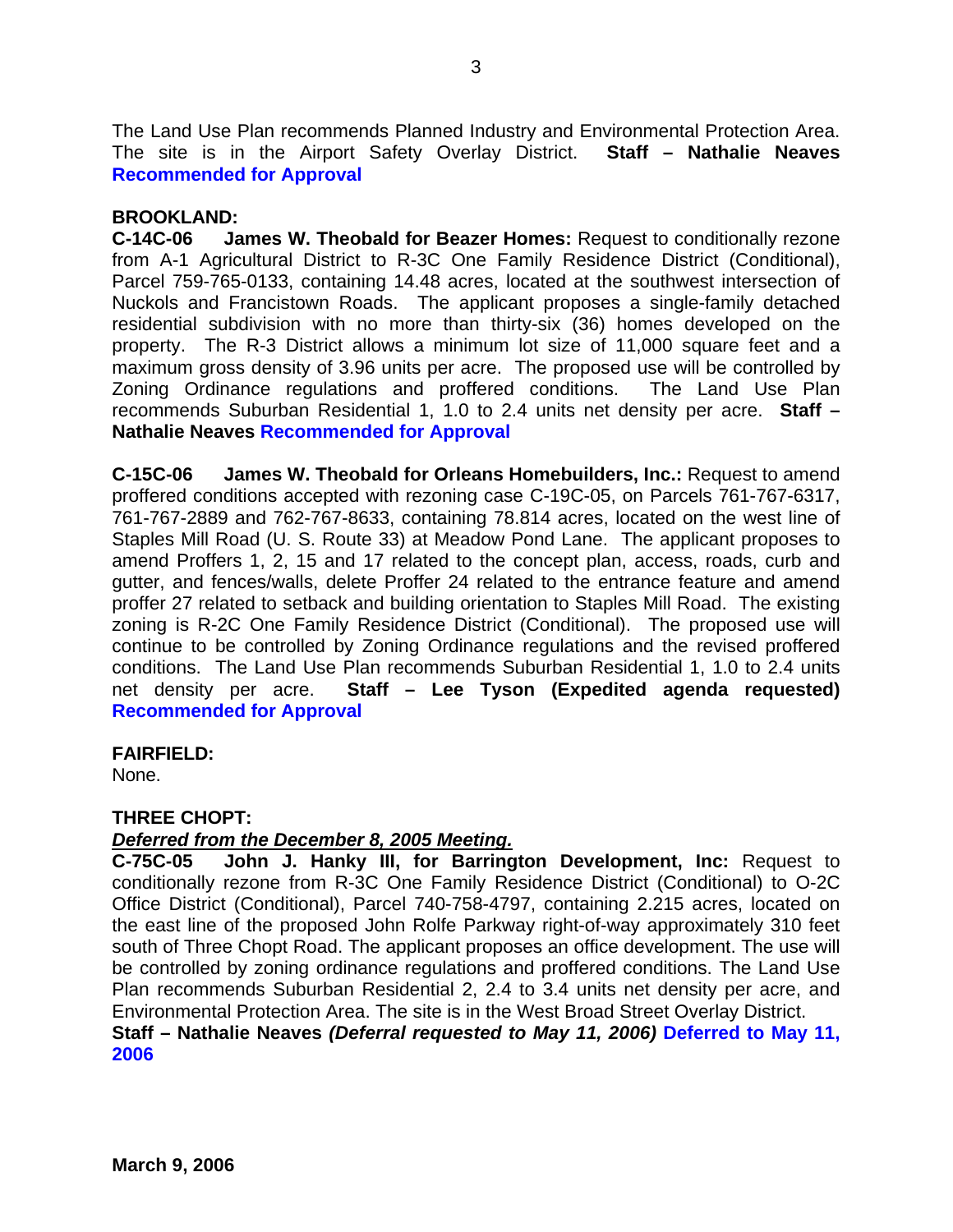The Land Use Plan recommends Planned Industry and Environmental Protection Area. The site is in the Airport Safety Overlay District. **Staff – Nathalie Neaves** **Recommended for Approval**

**BROOKLAND:**

**C-14C-06 James W. Theobald for Beazer Homes:** Request to conditionally rezone from A-1 Agricultural District to R-3C One Family Residence District (Conditional), Parcel 759-765-0133, containing 14.48 acres, located at the southwest intersection of Nuckols and Francistown Roads. The applicant proposes a single-family detached residential subdivision with no more than thirty-six (36) homes developed on the property. The R-3 District allows a minimum lot size of 11,000 square feet and a maximum gross density of 3.96 units per acre. The proposed use will be controlled by Zoning Ordinance regulations and proffered conditions. The Land Use Plan recommends Suburban Residential 1, 1.0 to 2.4 units net density per acre. **Staff – Nathalie Neaves** **Recommended for Approval**

**C-15C-06 James W. Theobald for Orleans Homebuilders, Inc.:** Request to amend proffered conditions accepted with rezoning case C-19C-05, on Parcels 761-767-6317, 761-767-2889 and 762-767-8633, containing 78.814 acres, located on the west line of Staples Mill Road (U. S. Route 33) at Meadow Pond Lane. The applicant proposes to amend Proffers 1, 2, 15 and 17 related to the concept plan, access, roads, curb and gutter, and fences/walls, delete Proffer 24 related to the entrance feature and amend proffer 27 related to setback and building orientation to Staples Mill Road. The existing zoning is R-2C One Family Residence District (Conditional). The proposed use will continue to be controlled by Zoning Ordinance regulations and the revised proffered conditions. The Land Use Plan recommends Suburban Residential 1, 1.0 to 2.4 units net density per acre. **Staff – Lee Tyson (Expedited agenda requested)** **Recommended for Approval**

**FAIRFIELD:**

None.

**THREE CHOPT:**

***Deferred from the December 8, 2005 Meeting.***

**C-75C-05 John J. Hanky III, for Barrington Development, Inc:** Request to conditionally rezone from R-3C One Family Residence District (Conditional) to O-2C Office District (Conditional), Parcel 740-758-4797, containing 2.215 acres, located on the east line of the proposed John Rolfe Parkway right-of-way approximately 310 feet south of Three Chopt Road. The applicant proposes an office development. The use will be controlled by zoning ordinance regulations and proffered conditions. The Land Use Plan recommends Suburban Residential 2, 2.4 to 3.4 units net density per acre, and Environmental Protection Area. The site is in the West Broad Street Overlay District.
**Staff – Nathalie Neaves** ***(Deferral requested to May 11, 2006)*** **Deferred to May 11, 2006**

**March 9, 2006**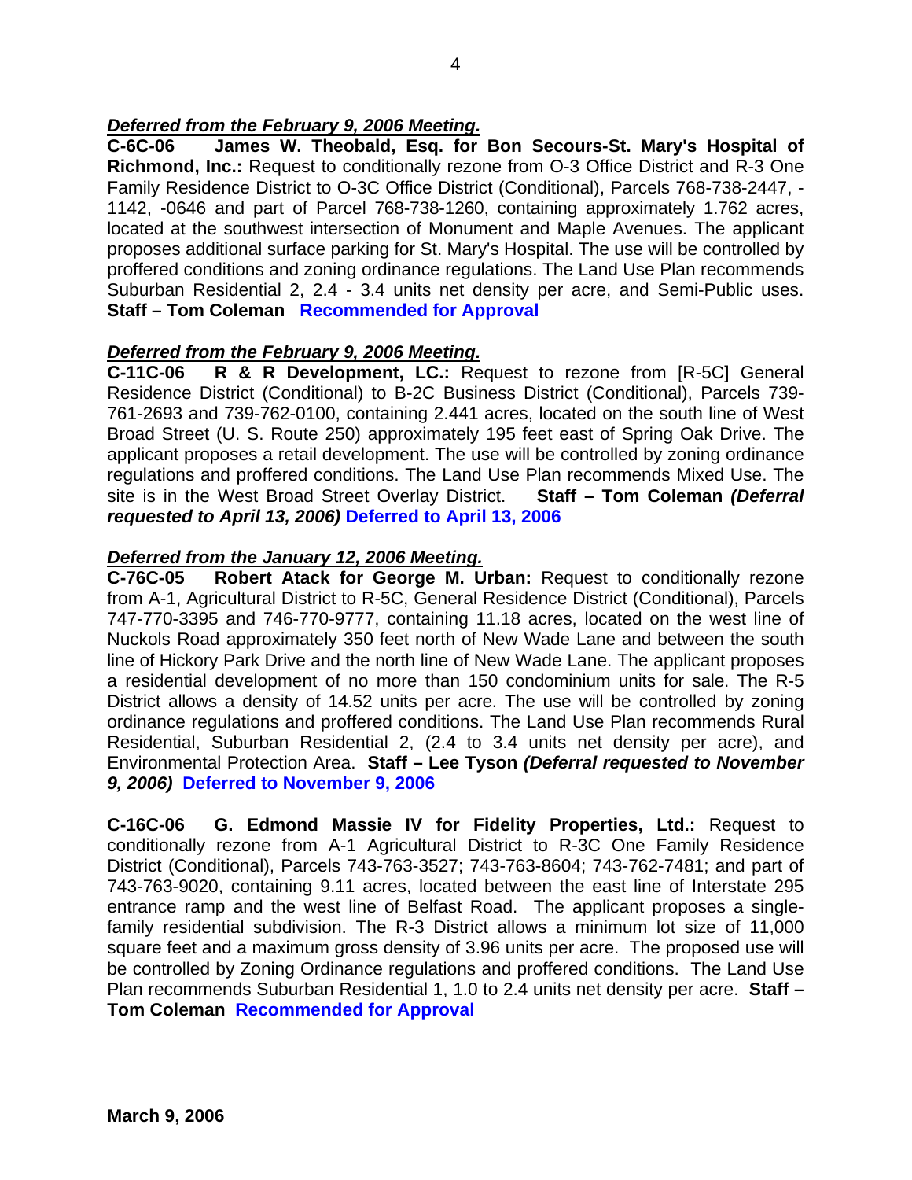***Deferred from the February 9, 2006 Meeting.***

**C-6C-06 James W. Theobald, Esq. for Bon Secours-St. Mary's Hospital of Richmond, Inc.:** Request to conditionally rezone from O-3 Office District and R-3 One Family Residence District to O-3C Office District (Conditional), Parcels 768-738-2447, -1142, -0646 and part of Parcel 768-738-1260, containing approximately 1.762 acres, located at the southwest intersection of Monument and Maple Avenues. The applicant proposes additional surface parking for St. Mary's Hospital. The use will be controlled by proffered conditions and zoning ordinance regulations. The Land Use Plan recommends Suburban Residential 2, 2.4 - 3.4 units net density per acre, and Semi-Public uses. **Staff – Tom Coleman Recommended for Approval**

***Deferred from the February 9, 2006 Meeting.***

**C-11C-06 R & R Development, LC.:** Request to rezone from [R-5C] General Residence District (Conditional) to B-2C Business District (Conditional), Parcels 739-761-2693 and 739-762-0100, containing 2.441 acres, located on the south line of West Broad Street (U. S. Route 250) approximately 195 feet east of Spring Oak Drive. The applicant proposes a retail development. The use will be controlled by zoning ordinance regulations and proffered conditions. The Land Use Plan recommends Mixed Use. The site is in the West Broad Street Overlay District. **Staff – Tom Coleman *(Deferral requested to April 13, 2006)* Deferred to April 13, 2006**

***Deferred from the January 12, 2006 Meeting.***

**C-76C-05 Robert Atack for George M. Urban:** Request to conditionally rezone from A-1, Agricultural District to R-5C, General Residence District (Conditional), Parcels 747-770-3395 and 746-770-9777, containing 11.18 acres, located on the west line of Nuckols Road approximately 350 feet north of New Wade Lane and between the south line of Hickory Park Drive and the north line of New Wade Lane. The applicant proposes a residential development of no more than 150 condominium units for sale. The R-5 District allows a density of 14.52 units per acre. The use will be controlled by zoning ordinance regulations and proffered conditions. The Land Use Plan recommends Rural Residential, Suburban Residential 2, (2.4 to 3.4 units net density per acre), and Environmental Protection Area. **Staff – Lee Tyson *(Deferral requested to November 9, 2006)* Deferred to November 9, 2006**

**C-16C-06 G. Edmond Massie IV for Fidelity Properties, Ltd.:** Request to conditionally rezone from A-1 Agricultural District to R-3C One Family Residence District (Conditional), Parcels 743-763-3527; 743-763-8604; 743-762-7481; and part of 743-763-9020, containing 9.11 acres, located between the east line of Interstate 295 entrance ramp and the west line of Belfast Road. The applicant proposes a single-family residential subdivision. The R-3 District allows a minimum lot size of 11,000 square feet and a maximum gross density of 3.96 units per acre. The proposed use will be controlled by Zoning Ordinance regulations and proffered conditions. The Land Use Plan recommends Suburban Residential 1, 1.0 to 2.4 units net density per acre. **Staff – Tom Coleman Recommended for Approval**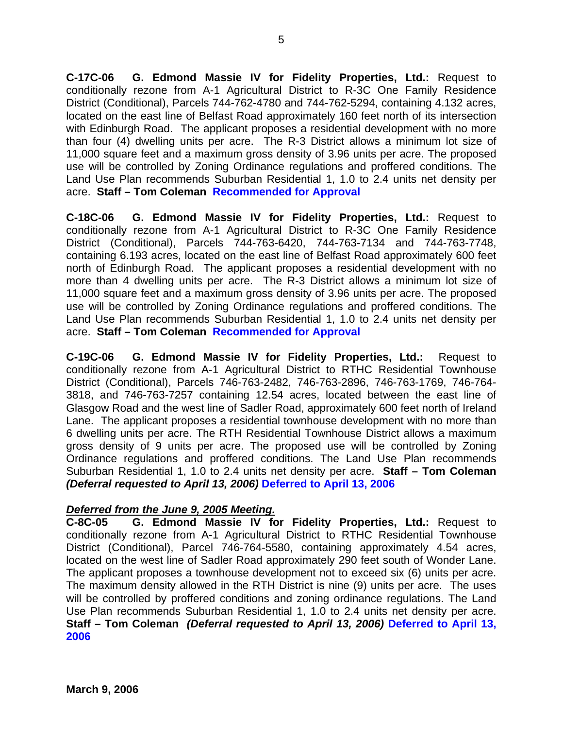**C-17C-06 G. Edmond Massie IV for Fidelity Properties, Ltd.:** Request to conditionally rezone from A-1 Agricultural District to R-3C One Family Residence District (Conditional), Parcels 744-762-4780 and 744-762-5294, containing 4.132 acres, located on the east line of Belfast Road approximately 160 feet north of its intersection with Edinburgh Road. The applicant proposes a residential development with no more than four (4) dwelling units per acre. The R-3 District allows a minimum lot size of 11,000 square feet and a maximum gross density of 3.96 units per acre. The proposed use will be controlled by Zoning Ordinance regulations and proffered conditions. The Land Use Plan recommends Suburban Residential 1, 1.0 to 2.4 units net density per acre. **Staff – Tom Coleman Recommended for Approval**

**C-18C-06 G. Edmond Massie IV for Fidelity Properties, Ltd.:** Request to conditionally rezone from A-1 Agricultural District to R-3C One Family Residence District (Conditional), Parcels 744-763-6420, 744-763-7134 and 744-763-7748, containing 6.193 acres, located on the east line of Belfast Road approximately 600 feet north of Edinburgh Road. The applicant proposes a residential development with no more than 4 dwelling units per acre. The R-3 District allows a minimum lot size of 11,000 square feet and a maximum gross density of 3.96 units per acre. The proposed use will be controlled by Zoning Ordinance regulations and proffered conditions. The Land Use Plan recommends Suburban Residential 1, 1.0 to 2.4 units net density per acre. **Staff – Tom Coleman Recommended for Approval**

**C-19C-06 G. Edmond Massie IV for Fidelity Properties, Ltd.:** Request to conditionally rezone from A-1 Agricultural District to RTHC Residential Townhouse District (Conditional), Parcels 746-763-2482, 746-763-2896, 746-763-1769, 746-764-3818, and 746-763-7257 containing 12.54 acres, located between the east line of Glasgow Road and the west line of Sadler Road, approximately 600 feet north of Ireland Lane. The applicant proposes a residential townhouse development with no more than 6 dwelling units per acre. The RTH Residential Townhouse District allows a maximum gross density of 9 units per acre. The proposed use will be controlled by Zoning Ordinance regulations and proffered conditions. The Land Use Plan recommends Suburban Residential 1, 1.0 to 2.4 units net density per acre. **Staff – Tom Coleman** ***(Deferral requested to April 13, 2006)*** **Deferred to April 13, 2006**

***Deferred from the June 9, 2005 Meeting.***

**C-8C-05 G. Edmond Massie IV for Fidelity Properties, Ltd.:** Request to conditionally rezone from A-1 Agricultural District to RTHC Residential Townhouse District (Conditional), Parcel 746-764-5580, containing approximately 4.54 acres, located on the west line of Sadler Road approximately 290 feet south of Wonder Lane. The applicant proposes a townhouse development not to exceed six (6) units per acre. The maximum density allowed in the RTH District is nine (9) units per acre. The uses will be controlled by proffered conditions and zoning ordinance regulations. The Land Use Plan recommends Suburban Residential 1, 1.0 to 2.4 units net density per acre. **Staff – Tom Coleman** ***(Deferral requested to April 13, 2006)*** **Deferred to April 13, 2006**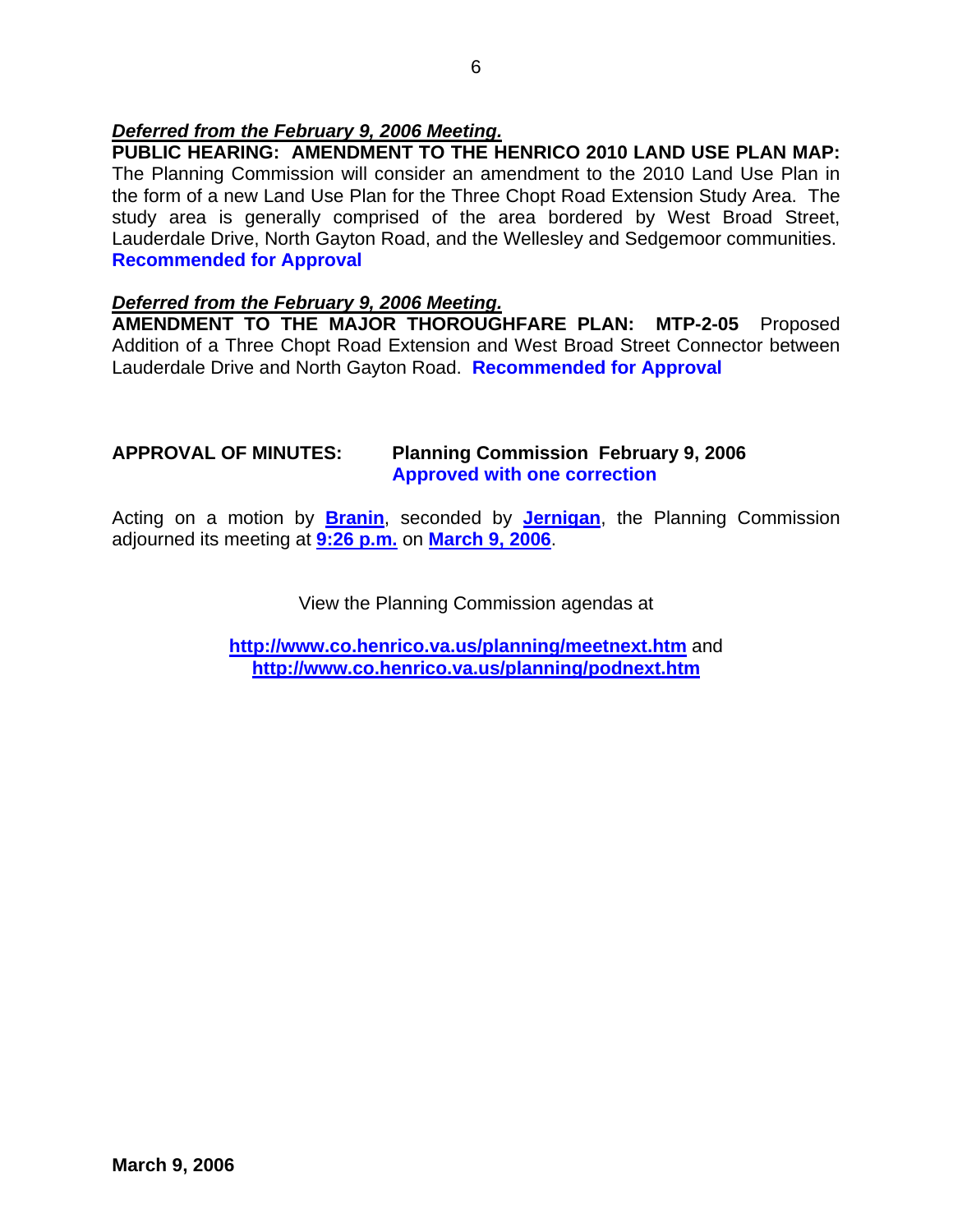***Deferred from the February 9, 2006 Meeting.***

**PUBLIC HEARING: AMENDMENT TO THE HENRICO 2010 LAND USE PLAN MAP:** The Planning Commission will consider an amendment to the 2010 Land Use Plan in the form of a new Land Use Plan for the Three Chopt Road Extension Study Area. The study area is generally comprised of the area bordered by West Broad Street, Lauderdale Drive, North Gayton Road, and the Wellesley and Sedgemoor communities. **Recommended for Approval**

***Deferred from the February 9, 2006 Meeting.***

**AMENDMENT TO THE MAJOR THOROUGHFARE PLAN: MTP-2-05** Proposed Addition of a Three Chopt Road Extension and West Broad Street Connector between Lauderdale Drive and North Gayton Road. **Recommended for Approval**

**APPROVAL OF MINUTES:** **Planning Commission February 9, 2006**
**Approved with one correction**

Acting on a motion by **Branin**, seconded by **Jernigan**, the Planning Commission adjourned its meeting at **9:26 p.m.** on **March 9, 2006**.

View the Planning Commission agendas at

**http://www.co.henrico.va.us/planning/meetnext.htm** and **http://www.co.henrico.va.us/planning/podnext.htm**